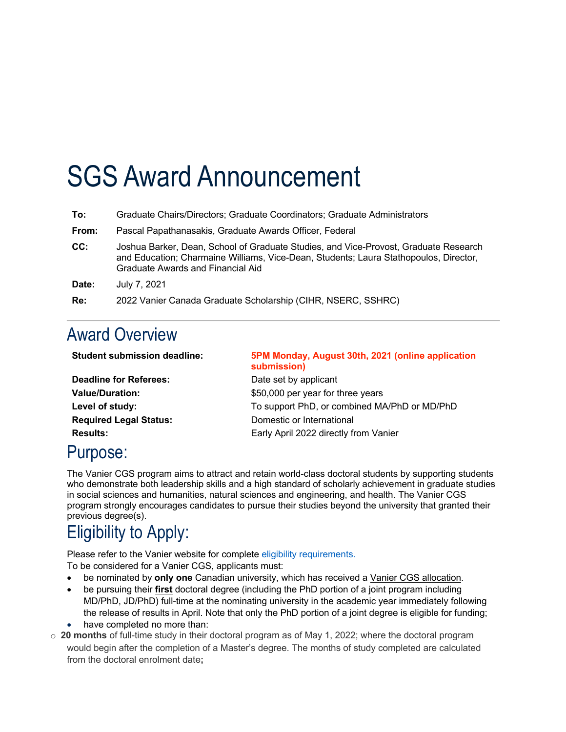# SGS Award Announcement

| | |
|---|---|
| **To:** | Graduate Chairs/Directors; Graduate Coordinators; Graduate Administrators |
| **From:** | Pascal Papathanasakis, Graduate Awards Officer, Federal |
| **CC:** | Joshua Barker, Dean, School of Graduate Studies, and Vice-Provost, Graduate Research and Education; Charmaine Williams, Vice-Dean, Students; Laura Stathopoulos, Director, Graduate Awards and Financial Aid |
| **Date:** | July 7, 2021 |
| **Re:** | 2022 Vanier Canada Graduate Scholarship (CIHR, NSERC, SSHRC) |

## Award Overview

| | |
|---|---|
| **Student submission deadline:** | **5PM Monday, August 30th, 2021 (online application submission)** |
| **Deadline for Referees:** | Date set by applicant |
| **Value/Duration:** | $50,000 per year for three years |
| **Level of study:** | To support PhD, or combined MA/PhD or MD/PhD |
| **Required Legal Status:** | Domestic or International |
| **Results:** | Early April 2022 directly from Vanier |

## Purpose:

The Vanier CGS program aims to attract and retain world-class doctoral students by supporting students who demonstrate both leadership skills and a high standard of scholarly achievement in graduate studies in social sciences and humanities, natural sciences and engineering, and health. The Vanier CGS program strongly encourages candidates to pursue their studies beyond the university that granted their previous degree(s).

## Eligibility to Apply:

Please refer to the Vanier website for complete eligibility requirements.
To be considered for a Vanier CGS, applicants must:

- be nominated by **only one** Canadian university, which has received a Vanier CGS allocation.
- be pursuing their **first** doctoral degree (including the PhD portion of a joint program including MD/PhD, JD/PhD) full-time at the nominating university in the academic year immediately following the release of results in April. Note that only the PhD portion of a joint degree is eligible for funding;
- have completed no more than:
  - **20 months** of full-time study in their doctoral program as of May 1, 2022; where the doctoral program would begin after the completion of a Master's degree. The months of study completed are calculated from the doctoral enrolment date**;**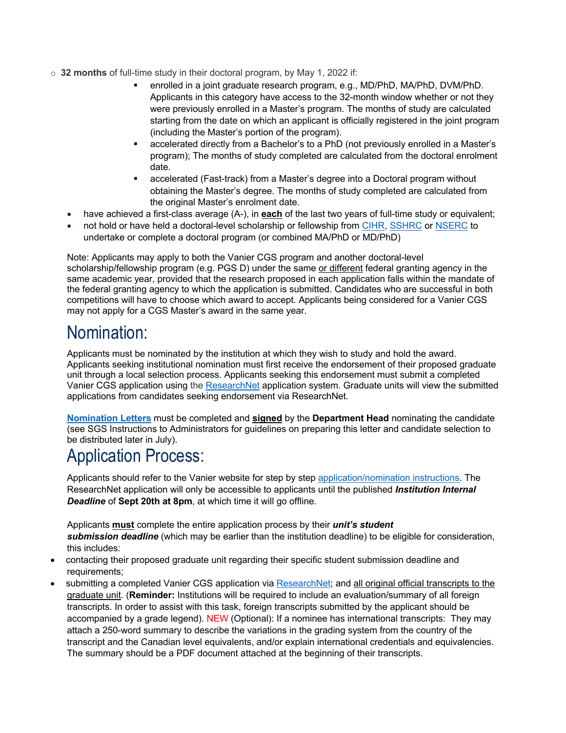- **32 months** of full-time study in their doctoral program, by May 1, 2022 if:
    - enrolled in a joint graduate research program, e.g., MD/PhD, MA/PhD, DVM/PhD. Applicants in this category have access to the 32-month window whether or not they were previously enrolled in a Master's program. The months of study are calculated starting from the date on which an applicant is officially registered in the joint program (including the Master's portion of the program).
    - accelerated directly from a Bachelor's to a PhD (not previously enrolled in a Master's program); The months of study completed are calculated from the doctoral enrolment date.
    - accelerated (Fast-track) from a Master's degree into a Doctoral program without obtaining the Master's degree. The months of study completed are calculated from the original Master's enrolment date.
- have achieved a first-class average (A-), in **each** of the last two years of full-time study or equivalent;
- not hold or have held a doctoral-level scholarship or fellowship from CIHR, SSHRC or NSERC to undertake or complete a doctoral program (or combined MA/PhD or MD/PhD)

Note: Applicants may apply to both the Vanier CGS program and another doctoral-level scholarship/fellowship program (e.g. PGS D) under the same or different federal granting agency in the same academic year, provided that the research proposed in each application falls within the mandate of the federal granting agency to which the application is submitted. Candidates who are successful in both competitions will have to choose which award to accept. Applicants being considered for a Vanier CGS may not apply for a CGS Master's award in the same year.

# Nomination:

Applicants must be nominated by the institution at which they wish to study and hold the award. Applicants seeking institutional nomination must first receive the endorsement of their proposed graduate unit through a local selection process. Applicants seeking this endorsement must submit a completed Vanier CGS application using the ResearchNet application system. Graduate units will view the submitted applications from candidates seeking endorsement via ResearchNet.

**Nomination Letters** must be completed and **signed** by the **Department Head** nominating the candidate (see SGS Instructions to Administrators for guidelines on preparing this letter and candidate selection to be distributed later in July).

# Application Process:

Applicants should refer to the Vanier website for step by step application/nomination instructions. The ResearchNet application will only be accessible to applicants until the published ***Institution Internal Deadline*** of **Sept 20th at 8pm**, at which time it will go offline.

Applicants **must** complete the entire application process by their ***unit's student submission deadline*** (which may be earlier than the institution deadline) to be eligible for consideration, this includes:

- contacting their proposed graduate unit regarding their specific student submission deadline and requirements;
- submitting a completed Vanier CGS application via ResearchNet; and all original official transcripts to the graduate unit. (**Reminder:** Institutions will be required to include an evaluation/summary of all foreign transcripts. In order to assist with this task, foreign transcripts submitted by the applicant should be accompanied by a grade legend). NEW (Optional): If a nominee has international transcripts: They may attach a 250-word summary to describe the variations in the grading system from the country of the transcript and the Canadian level equivalents, and/or explain international credentials and equivalencies. The summary should be a PDF document attached at the beginning of their transcripts.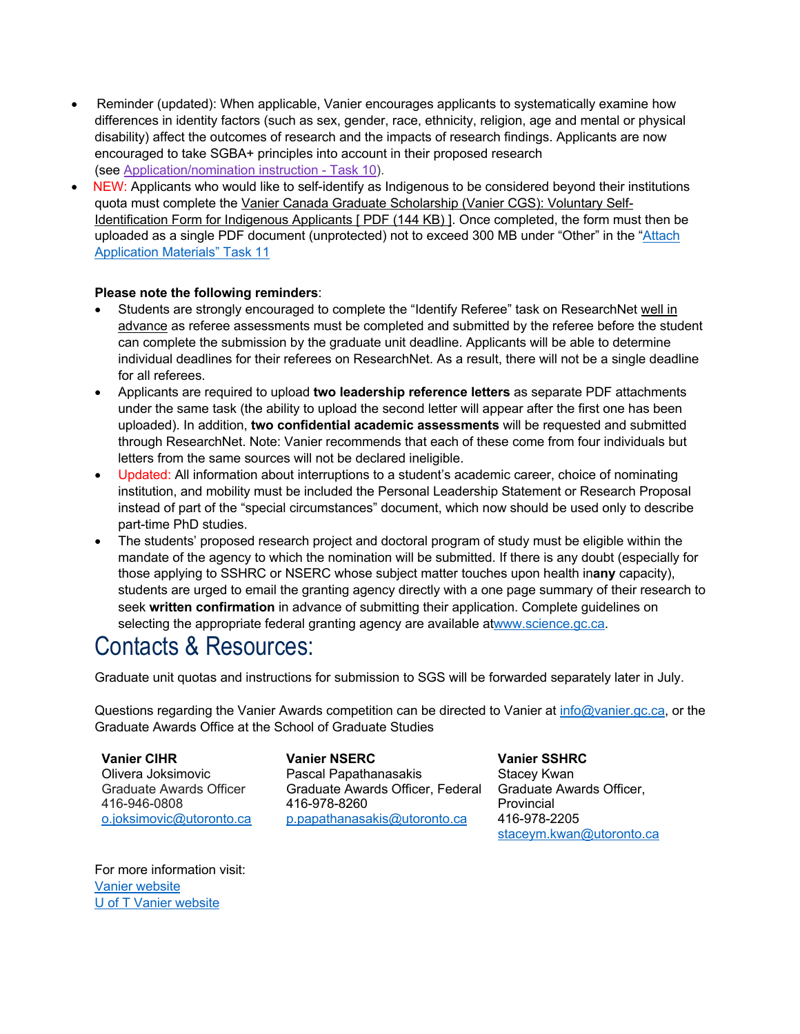- Reminder (updated): When applicable, Vanier encourages applicants to systematically examine how differences in identity factors (such as sex, gender, race, ethnicity, religion, age and mental or physical disability) affect the outcomes of research and the impacts of research findings. Applicants are now encouraged to take SGBA+ principles into account in their proposed research (see Application/nomination instruction - Task 10).
- NEW: Applicants who would like to self-identify as Indigenous to be considered beyond their institutions quota must complete the Vanier Canada Graduate Scholarship (Vanier CGS): Voluntary Self-Identification Form for Indigenous Applicants [ PDF (144 KB) ]. Once completed, the form must then be uploaded as a single PDF document (unprotected) not to exceed 300 MB under "Other" in the "Attach Application Materials" Task 11

**Please note the following reminders**:

- Students are strongly encouraged to complete the "Identify Referee" task on ResearchNet well in advance as referee assessments must be completed and submitted by the referee before the student can complete the submission by the graduate unit deadline. Applicants will be able to determine individual deadlines for their referees on ResearchNet. As a result, there will not be a single deadline for all referees.
- Applicants are required to upload **two leadership reference letters** as separate PDF attachments under the same task (the ability to upload the second letter will appear after the first one has been uploaded). In addition, **two confidential academic assessments** will be requested and submitted through ResearchNet. Note: Vanier recommends that each of these come from four individuals but letters from the same sources will not be declared ineligible.
- Updated: All information about interruptions to a student's academic career, choice of nominating institution, and mobility must be included the Personal Leadership Statement or Research Proposal instead of part of the "special circumstances" document, which now should be used only to describe part-time PhD studies.
- The students' proposed research project and doctoral program of study must be eligible within the mandate of the agency to which the nomination will be submitted. If there is any doubt (especially for those applying to SSHRC or NSERC whose subject matter touches upon health in**any** capacity), students are urged to email the granting agency directly with a one page summary of their research to seek **written confirmation** in advance of submitting their application. Complete guidelines on selecting the appropriate federal granting agency are available atwww.science.gc.ca.

# Contacts & Resources:

Graduate unit quotas and instructions for submission to SGS will be forwarded separately later in July.

Questions regarding the Vanier Awards competition can be directed to Vanier at info@vanier.gc.ca, or the Graduate Awards Office at the School of Graduate Studies

**Vanier CIHR**
Olivera Joksimovic
Graduate Awards Officer
416-946-0808
o.joksimovic@utoronto.ca

**Vanier NSERC**
Pascal Papathanasakis
Graduate Awards Officer, Federal
416-978-8260
p.papathanasakis@utoronto.ca

**Vanier SSHRC**
Stacey Kwan
Graduate Awards Officer, Provincial
416-978-2205
staceym.kwan@utoronto.ca

For more information visit:
Vanier website
U of T Vanier website